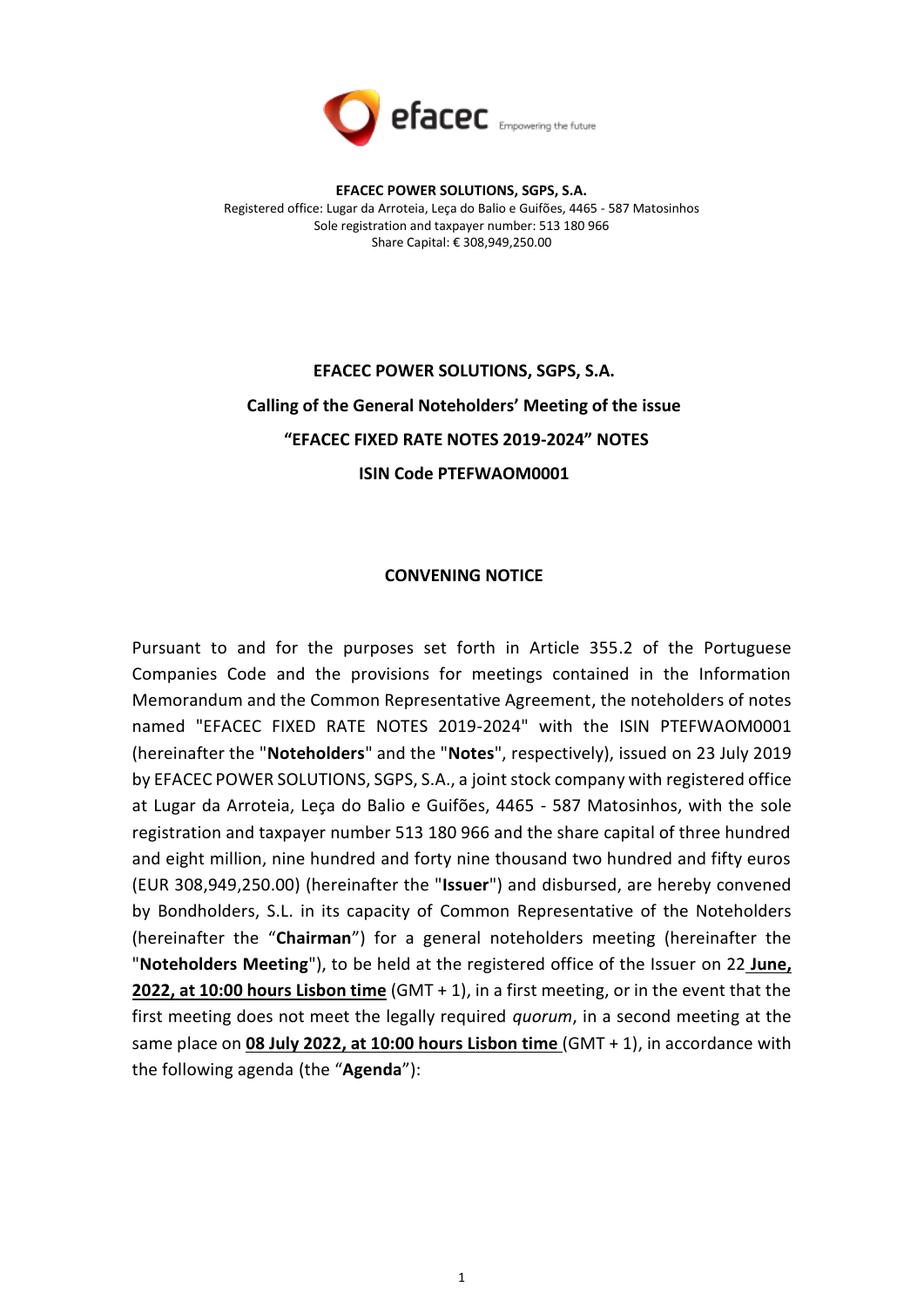**EFACEC POWER SOLUTIONS, SGPS, S.A.**
Registered office: Lugar da Arroteia, Leça do Balio e Guifões, 4465 - 587 Matosinhos
Sole registration and taxpayer number: 513 180 966
Share Capital: € 308,949,250.00

**EFACEC POWER SOLUTIONS, SGPS, S.A.**

**Calling of the General Noteholders' Meeting of the issue**

**"EFACEC FIXED RATE NOTES 2019-2024" NOTES**

**ISIN Code PTEFWAOM0001**

**CONVENING NOTICE**

Pursuant to and for the purposes set forth in Article 355.2 of the Portuguese Companies Code and the provisions for meetings contained in the Information Memorandum and the Common Representative Agreement, the noteholders of notes named "EFACEC FIXED RATE NOTES 2019-2024" with the ISIN PTEFWAOM0001 (hereinafter the "**Noteholders**" and the "**Notes**", respectively), issued on 23 July 2019 by EFACEC POWER SOLUTIONS, SGPS, S.A., a joint stock company with registered office at Lugar da Arroteia, Leça do Balio e Guifões, 4465 - 587 Matosinhos, with the sole registration and taxpayer number 513 180 966 and the share capital of three hundred and eight million, nine hundred and forty nine thousand two hundred and fifty euros (EUR 308,949,250.00) (hereinafter the "**Issuer**") and disbursed, are hereby convened by Bondholders, S.L. in its capacity of Common Representative of the Noteholders (hereinafter the "**Chairman**") for a general noteholders meeting (hereinafter the "**Noteholders Meeting**"), to be held at the registered office of the Issuer on 22 **June, 2022, at 10:00 hours Lisbon time** (GMT + 1), in a first meeting, or in the event that the first meeting does not meet the legally required *quorum*, in a second meeting at the same place on **08 July 2022, at 10:00 hours Lisbon time** (GMT + 1), in accordance with the following agenda (the "**Agenda**"):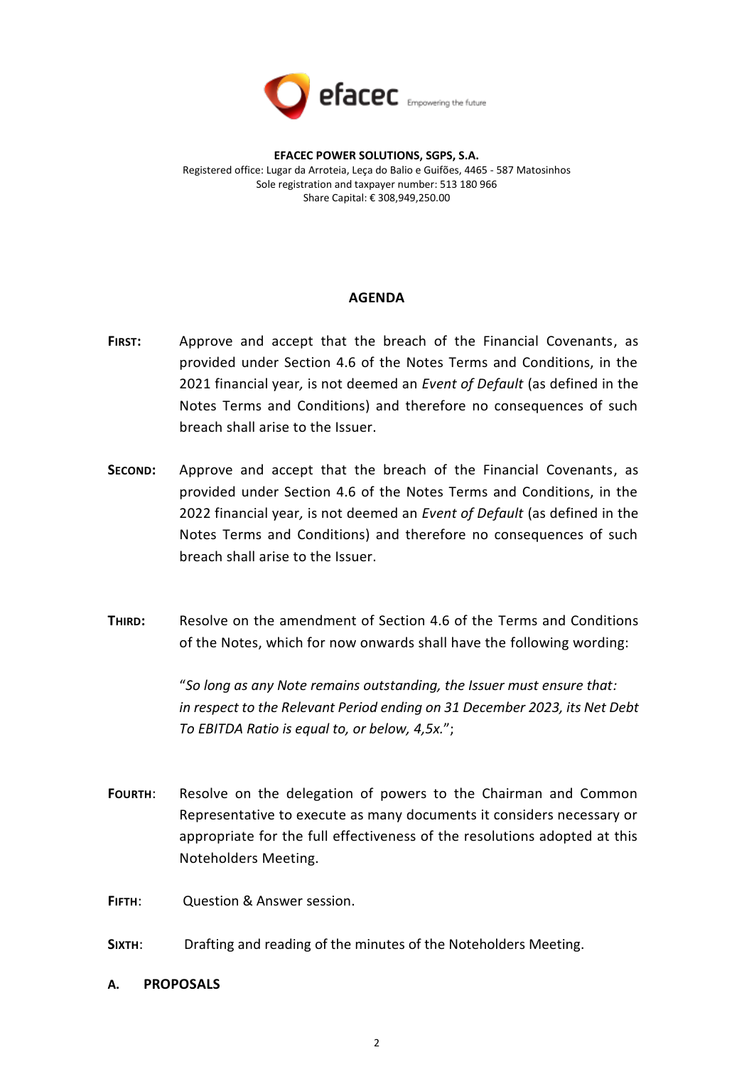**EFACEC POWER SOLUTIONS, SGPS, S.A.**
Registered office: Lugar da Arroteia, Leça do Balio e Guifões, 4465 - 587 Matosinhos
Sole registration and taxpayer number: 513 180 966
Share Capital: € 308,949,250.00

## AGENDA

**FIRST:** Approve and accept that the breach of the Financial Covenants, as provided under Section 4.6 of the Notes Terms and Conditions, in the 2021 financial year, is not deemed an *Event of Default* (as defined in the Notes Terms and Conditions) and therefore no consequences of such breach shall arise to the Issuer.

**SECOND:** Approve and accept that the breach of the Financial Covenants, as provided under Section 4.6 of the Notes Terms and Conditions, in the 2022 financial year, is not deemed an *Event of Default* (as defined in the Notes Terms and Conditions) and therefore no consequences of such breach shall arise to the Issuer.

**THIRD:** Resolve on the amendment of Section 4.6 of the Terms and Conditions of the Notes, which for now onwards shall have the following wording:

"*So long as any Note remains outstanding, the Issuer must ensure that: in respect to the Relevant Period ending on 31 December 2023, its Net Debt To EBITDA Ratio is equal to, or below, 4,5x.*";

**FOURTH:** Resolve on the delegation of powers to the Chairman and Common Representative to execute as many documents it considers necessary or appropriate for the full effectiveness of the resolutions adopted at this Noteholders Meeting.

**FIFTH:** Question & Answer session.

**SIXTH:** Drafting and reading of the minutes of the Noteholders Meeting.

## A. PROPOSALS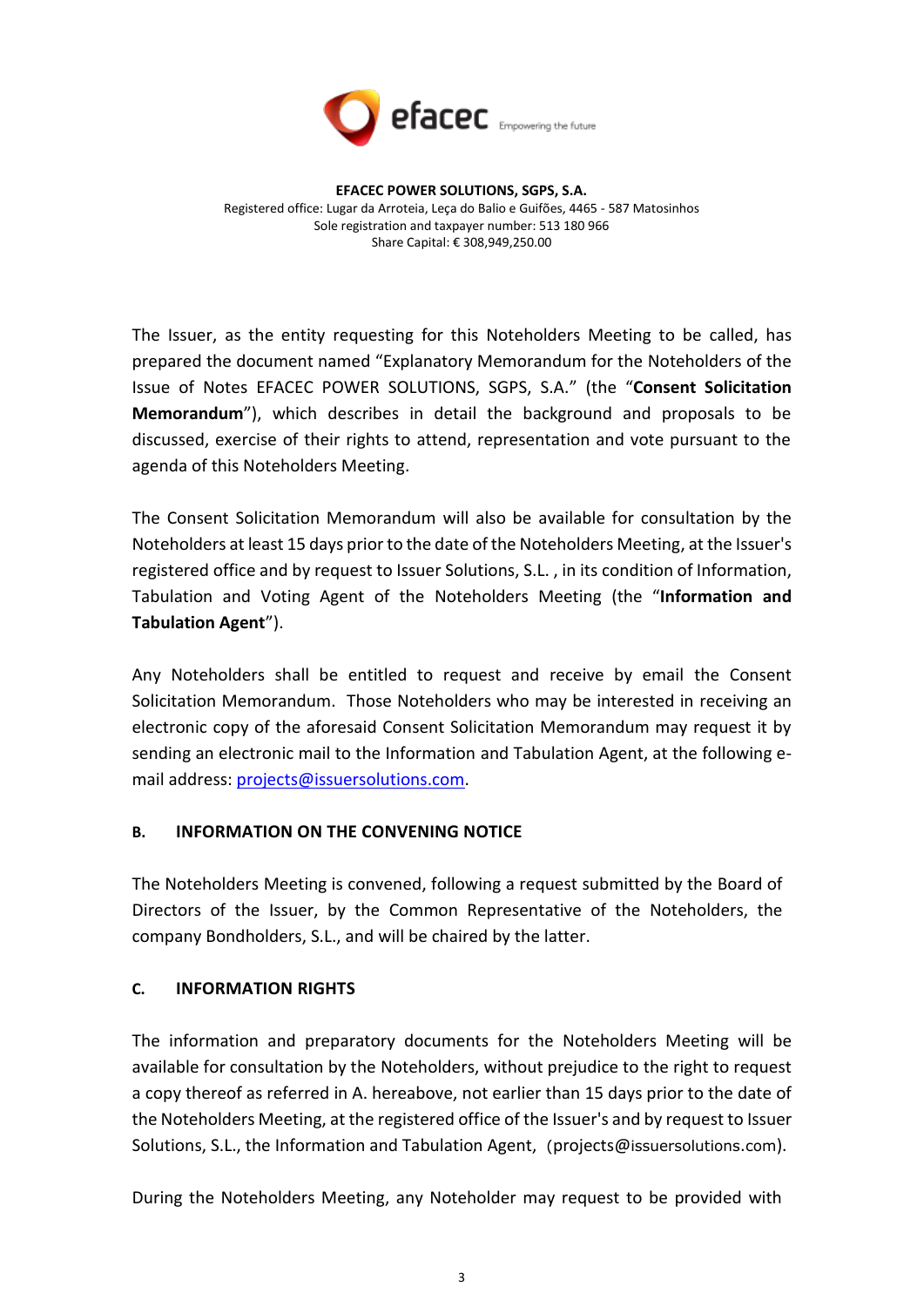**EFACEC POWER SOLUTIONS, SGPS, S.A.**
Registered office: Lugar da Arroteia, Leça do Balio e Guifões, 4465 - 587 Matosinhos
Sole registration and taxpayer number: 513 180 966
Share Capital: € 308,949,250.00

The Issuer, as the entity requesting for this Noteholders Meeting to be called, has prepared the document named "Explanatory Memorandum for the Noteholders of the Issue of Notes EFACEC POWER SOLUTIONS, SGPS, S.A." (the "**Consent Solicitation Memorandum**"), which describes in detail the background and proposals to be discussed, exercise of their rights to attend, representation and vote pursuant to the agenda of this Noteholders Meeting.

The Consent Solicitation Memorandum will also be available for consultation by the Noteholders at least 15 days prior to the date of the Noteholders Meeting, at the Issuer's registered office and by request to Issuer Solutions, S.L. , in its condition of Information, Tabulation and Voting Agent of the Noteholders Meeting (the "**Information and Tabulation Agent**").

Any Noteholders shall be entitled to request and receive by email the Consent Solicitation Memorandum. Those Noteholders who may be interested in receiving an electronic copy of the aforesaid Consent Solicitation Memorandum may request it by sending an electronic mail to the Information and Tabulation Agent, at the following e-mail address: projects@issuersolutions.com.

## B. INFORMATION ON THE CONVENING NOTICE

The Noteholders Meeting is convened, following a request submitted by the Board of Directors of the Issuer, by the Common Representative of the Noteholders, the company Bondholders, S.L., and will be chaired by the latter.

## C. INFORMATION RIGHTS

The information and preparatory documents for the Noteholders Meeting will be available for consultation by the Noteholders, without prejudice to the right to request a copy thereof as referred in A. hereabove, not earlier than 15 days prior to the date of the Noteholders Meeting, at the registered office of the Issuer's and by request to Issuer Solutions, S.L., the Information and Tabulation Agent, (projects@issuersolutions.com).

During the Noteholders Meeting, any Noteholder may request to be provided with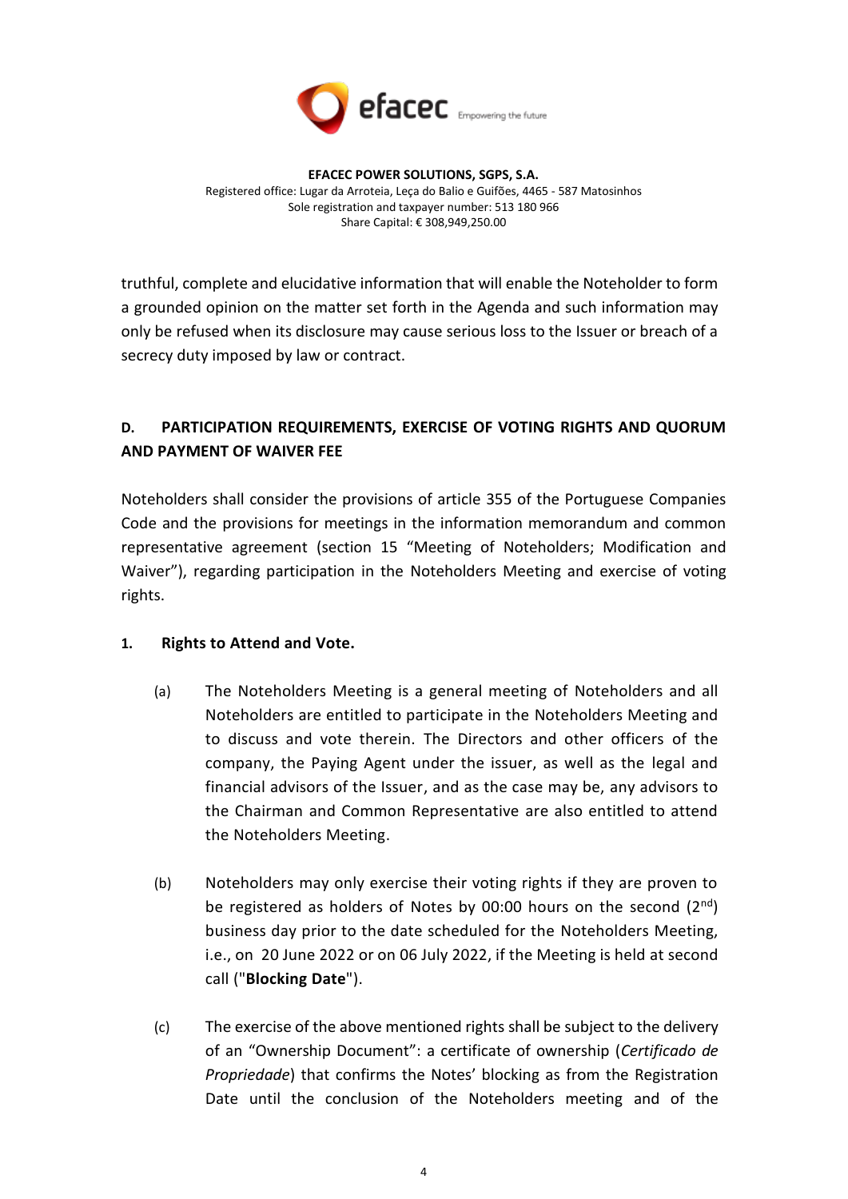truthful, complete and elucidative information that will enable the Noteholder to form a grounded opinion on the matter set forth in the Agenda and such information may only be refused when its disclosure may cause serious loss to the Issuer or breach of a secrecy duty imposed by law or contract.

## D. PARTICIPATION REQUIREMENTS, EXERCISE OF VOTING RIGHTS AND QUORUM AND PAYMENT OF WAIVER FEE

Noteholders shall consider the provisions of article 355 of the Portuguese Companies Code and the provisions for meetings in the information memorandum and common representative agreement (section 15 "Meeting of Noteholders; Modification and Waiver"), regarding participation in the Noteholders Meeting and exercise of voting rights.

### 1. Rights to Attend and Vote.

(a) The Noteholders Meeting is a general meeting of Noteholders and all Noteholders are entitled to participate in the Noteholders Meeting and to discuss and vote therein. The Directors and other officers of the company, the Paying Agent under the issuer, as well as the legal and financial advisors of the Issuer, and as the case may be, any advisors to the Chairman and Common Representative are also entitled to attend the Noteholders Meeting.

(b) Noteholders may only exercise their voting rights if they are proven to be registered as holders of Notes by 00:00 hours on the second (2nd) business day prior to the date scheduled for the Noteholders Meeting, i.e., on 20 June 2022 or on 06 July 2022, if the Meeting is held at second call ("**Blocking Date**").

(c) The exercise of the above mentioned rights shall be subject to the delivery of an "Ownership Document": a certificate of ownership (*Certificado de Propriedade*) that confirms the Notes' blocking as from the Registration Date until the conclusion of the Noteholders meeting and of the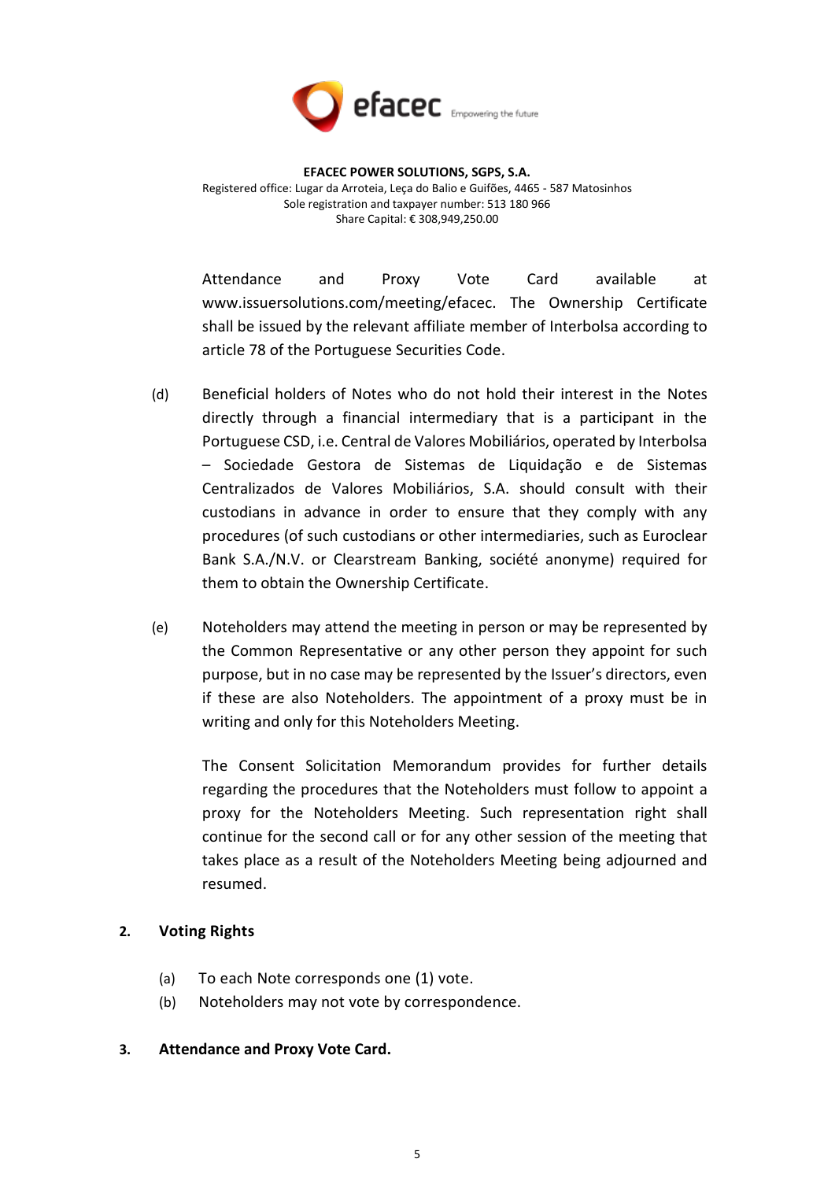Attendance and Proxy Vote Card available at www.issuersolutions.com/meeting/efacec. The Ownership Certificate shall be issued by the relevant affiliate member of Interbolsa according to article 78 of the Portuguese Securities Code.

(d) Beneficial holders of Notes who do not hold their interest in the Notes directly through a financial intermediary that is a participant in the Portuguese CSD, i.e. Central de Valores Mobiliários, operated by Interbolsa – Sociedade Gestora de Sistemas de Liquidação e de Sistemas Centralizados de Valores Mobiliários, S.A. should consult with their custodians in advance in order to ensure that they comply with any procedures (of such custodians or other intermediaries, such as Euroclear Bank S.A./N.V. or Clearstream Banking, société anonyme) required for them to obtain the Ownership Certificate.

(e) Noteholders may attend the meeting in person or may be represented by the Common Representative or any other person they appoint for such purpose, but in no case may be represented by the Issuer's directors, even if these are also Noteholders. The appointment of a proxy must be in writing and only for this Noteholders Meeting.

The Consent Solicitation Memorandum provides for further details regarding the procedures that the Noteholders must follow to appoint a proxy for the Noteholders Meeting. Such representation right shall continue for the second call or for any other session of the meeting that takes place as a result of the Noteholders Meeting being adjourned and resumed.

## 2. Voting Rights

(a) To each Note corresponds one (1) vote.

(b) Noteholders may not vote by correspondence.

## 3. Attendance and Proxy Vote Card.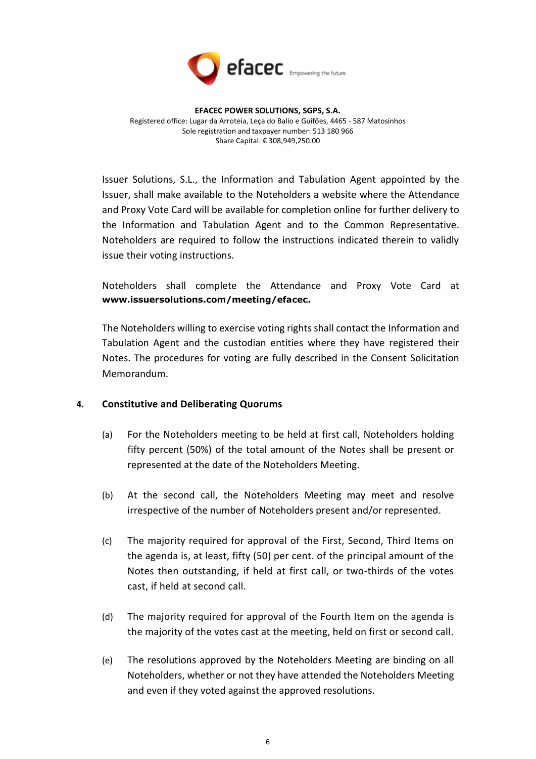Issuer Solutions, S.L., the Information and Tabulation Agent appointed by the Issuer, shall make available to the Noteholders a website where the Attendance and Proxy Vote Card will be available for completion online for further delivery to the Information and Tabulation Agent and to the Common Representative. Noteholders are required to follow the instructions indicated therein to validly issue their voting instructions.

Noteholders shall complete the Attendance and Proxy Vote Card at **www.issuersolutions.com/meeting/efacec.**

The Noteholders willing to exercise voting rights shall contact the Information and Tabulation Agent and the custodian entities where they have registered their Notes. The procedures for voting are fully described in the Consent Solicitation Memorandum.

**4. Constitutive and Deliberating Quorums**

(a) For the Noteholders meeting to be held at first call, Noteholders holding fifty percent (50%) of the total amount of the Notes shall be present or represented at the date of the Noteholders Meeting.

(b) At the second call, the Noteholders Meeting may meet and resolve irrespective of the number of Noteholders present and/or represented.

(c) The majority required for approval of the First, Second, Third Items on the agenda is, at least, fifty (50) per cent. of the principal amount of the Notes then outstanding, if held at first call, or two-thirds of the votes cast, if held at second call.

(d) The majority required for approval of the Fourth Item on the agenda is the majority of the votes cast at the meeting, held on first or second call.

(e) The resolutions approved by the Noteholders Meeting are binding on all Noteholders, whether or not they have attended the Noteholders Meeting and even if they voted against the approved resolutions.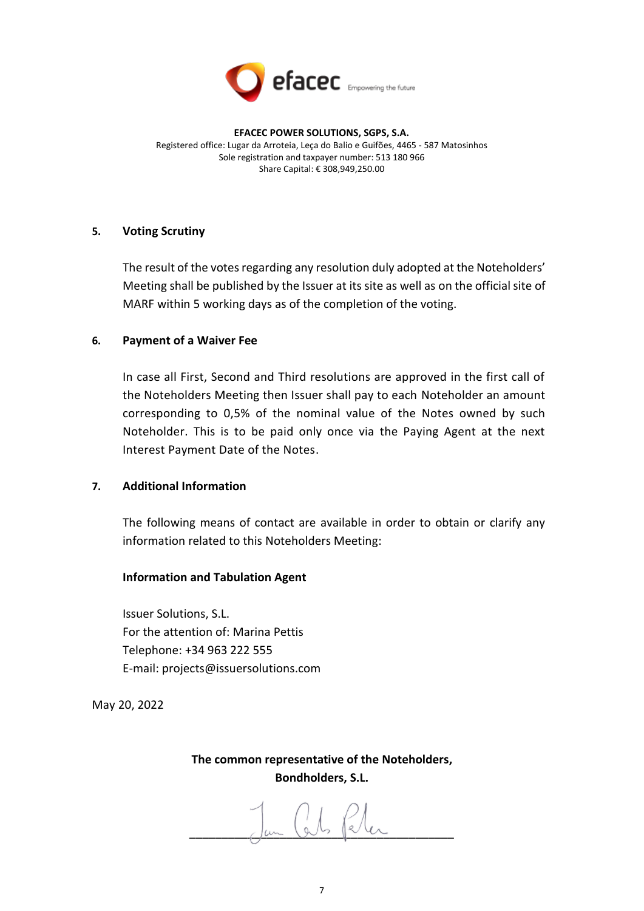**EFACEC POWER SOLUTIONS, SGPS, S.A.**
Registered office: Lugar da Arroteia, Leça do Balio e Guifões, 4465 - 587 Matosinhos
Sole registration and taxpayer number: 513 180 966
Share Capital: € 308,949,250.00

## 5. Voting Scrutiny

The result of the votes regarding any resolution duly adopted at the Noteholders' Meeting shall be published by the Issuer at its site as well as on the official site of MARF within 5 working days as of the completion of the voting.

## 6. Payment of a Waiver Fee

In case all First, Second and Third resolutions are approved in the first call of the Noteholders Meeting then Issuer shall pay to each Noteholder an amount corresponding to 0,5% of the nominal value of the Notes owned by such Noteholder. This is to be paid only once via the Paying Agent at the next Interest Payment Date of the Notes.

## 7. Additional Information

The following means of contact are available in order to obtain or clarify any information related to this Noteholders Meeting:

**Information and Tabulation Agent**

Issuer Solutions, S.L.
For the attention of: Marina Pettis
Telephone: +34 963 222 555
E-mail: projects@issuersolutions.com

May 20, 2022

**The common representative of the Noteholders,**
**Bondholders, S.L.**

\_\_\_\_\_\_\_\_\_\_\_\_\_\_\_\_\_\_\_\_\_\_\_\_\_\_\_\_\_\_\_\_